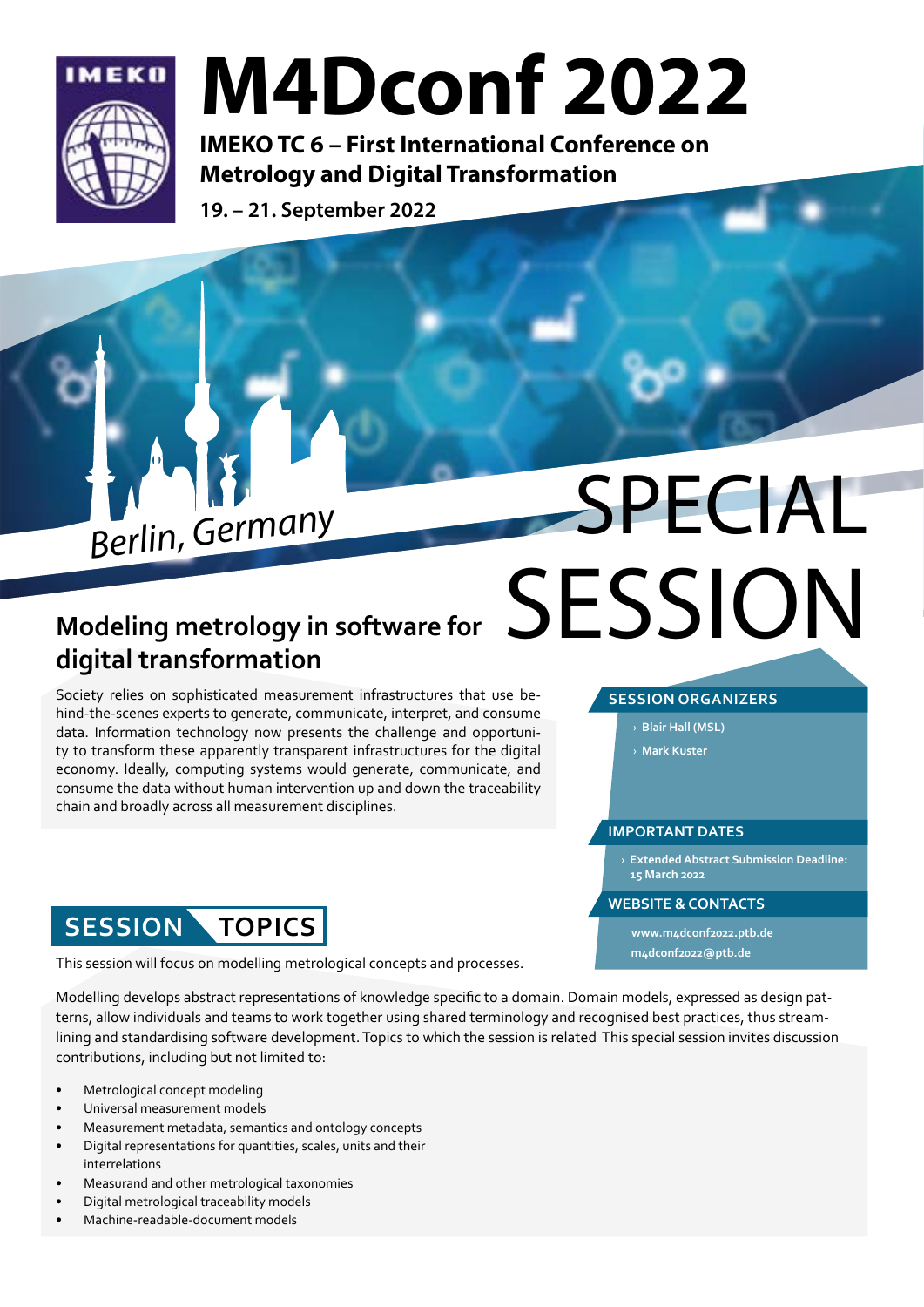# M4Dconf 2022

**IMEKO TC 6 – First International Conference on Metrology and Digital Transformation**

**19. – 21. September 2022**

*Berlin, Germany*

# SPECIAL SESSION

## Modeling metrology in software for digital transformation

Society relies on sophisticated measurement infrastructures that use behind-the-scenes experts to generate, communicate, interpret, and consume data. Information technology now presents the challenge and opportunity to transform these apparently transparent infrastructures for the digital economy. Ideally, computing systems would generate, communicate, and consume the data without human intervention up and down the traceability chain and broadly across all measurement disciplines.

### SESSION ORGANIZERS

- Blair Hall (MSL)
- Mark Kuster

### IMPORTANT DATES

- Extended Abstract Submission Deadline: 15 March 2022

### WEBSITE & CONTACTS

www.m4dconf2022.ptb.de

m4dconf2022@ptb.de

## SESSION TOPICS

This session will focus on modelling metrological concepts and processes.

Modelling develops abstract representations of knowledge specific to a domain. Domain models, expressed as design patterns, allow individuals and teams to work together using shared terminology and recognised best practices, thus streamlining and standardising software development. Topics to which the session is related This special session invites discussion contributions, including but not limited to:

- Metrological concept modeling
- Universal measurement models
- Measurement metadata, semantics and ontology concepts
- Digital representations for quantities, scales, units and their interrelations
- Measurand and other metrological taxonomies
- Digital metrological traceability models
- Machine-readable-document models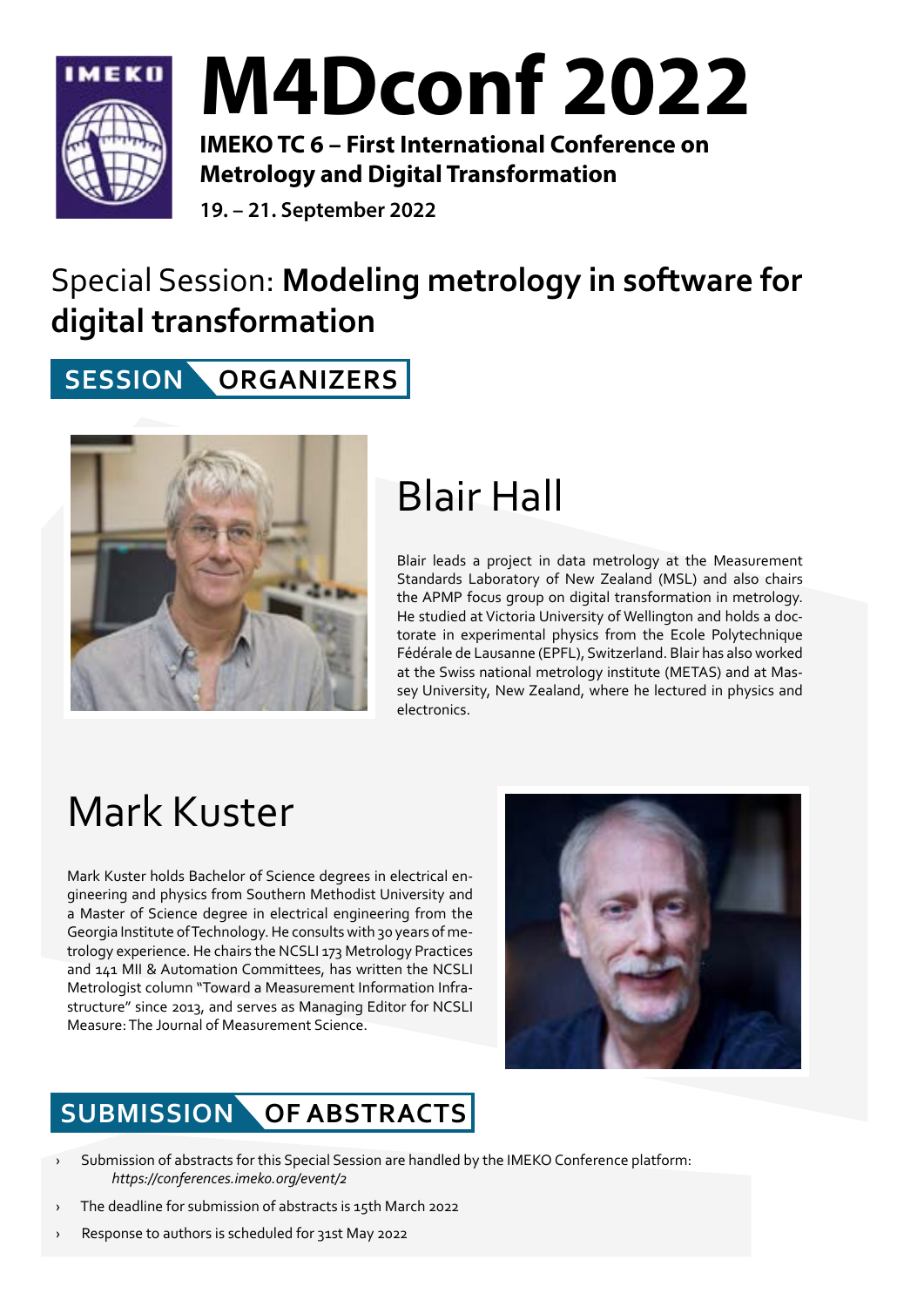# M4Dconf 2022

**IMEKO TC 6 – First International Conference on Metrology and Digital Transformation**

**19. – 21. September 2022**

## Special Session: **Modeling metrology in software for digital transformation**

## SESSION ORGANIZERS

### Blair Hall

Blair leads a project in data metrology at the Measurement Standards Laboratory of New Zealand (MSL) and also chairs the APMP focus group on digital transformation in metrology. He studied at Victoria University of Wellington and holds a doctorate in experimental physics from the Ecole Polytechnique Fédérale de Lausanne (EPFL), Switzerland. Blair has also worked at the Swiss national metrology institute (METAS) and at Massey University, New Zealand, where he lectured in physics and electronics.

### Mark Kuster

Mark Kuster holds Bachelor of Science degrees in electrical engineering and physics from Southern Methodist University and a Master of Science degree in electrical engineering from the Georgia Institute of Technology. He consults with 30 years of metrology experience. He chairs the NCSLI 173 Metrology Practices and 141 MII & Automation Committees, has written the NCSLI Metrologist column "Toward a Measurement Information Infrastructure" since 2013, and serves as Managing Editor for NCSLI Measure: The Journal of Measurement Science.

## SUBMISSION OF ABSTRACTS

- Submission of abstracts for this Special Session are handled by the IMEKO Conference platform: *https://conferences.imeko.org/event/2*
- The deadline for submission of abstracts is 15th March 2022
- Response to authors is scheduled for 31st May 2022